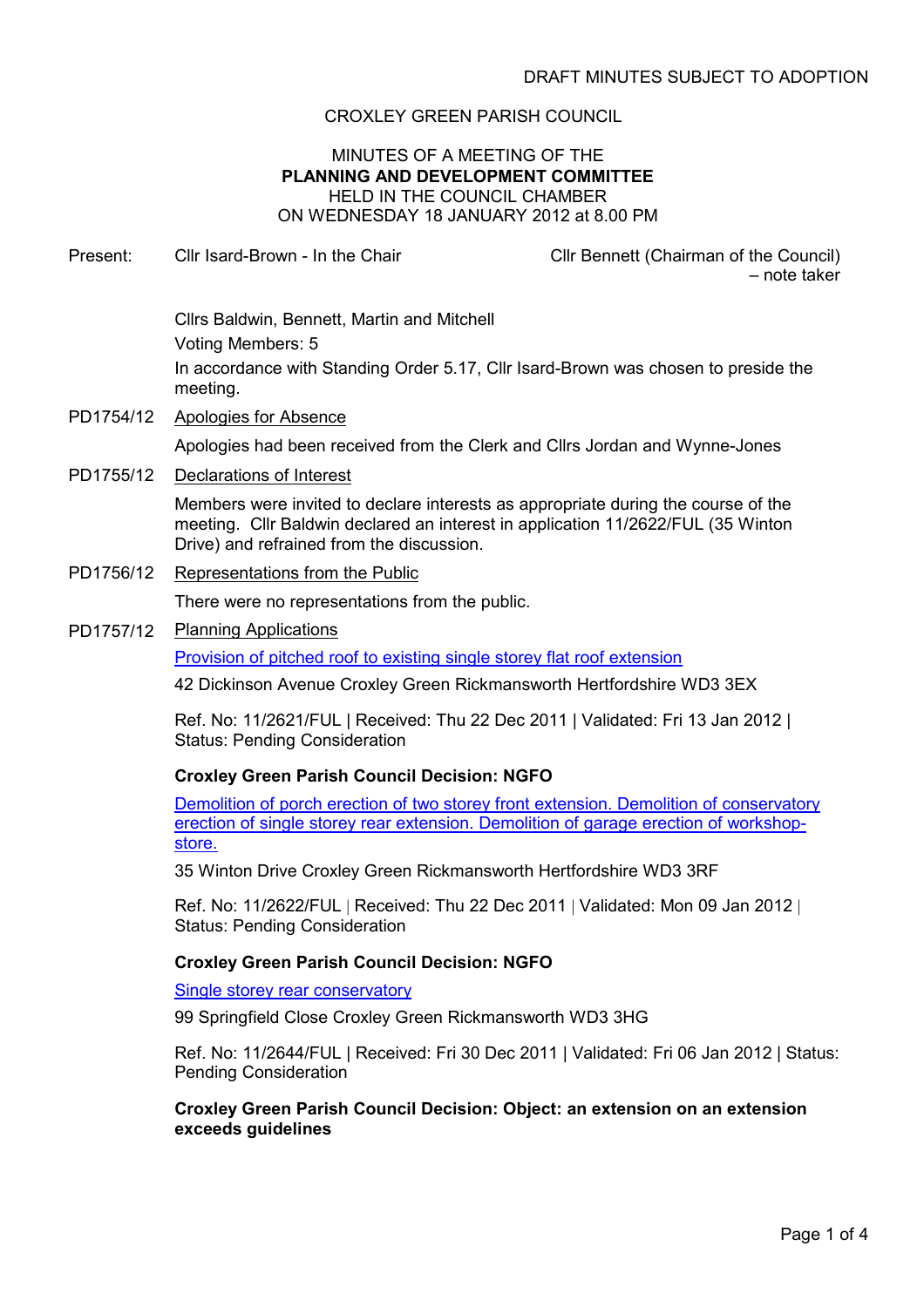DRAFT MINUTES SUBJECT TO ADOPTION

CROXLEY GREEN PARISH COUNCIL

MINUTES OF A MEETING OF THE
**PLANNING AND DEVELOPMENT COMMITTEE**
HELD IN THE COUNCIL CHAMBER
ON WEDNESDAY 18 JANUARY 2012 at 8.00 PM

Present: Cllr Isard-Brown - In the Chair

Cllr Bennett (Chairman of the Council) – note taker

Cllrs Baldwin, Bennett, Martin and Mitchell

Voting Members: 5

In accordance with Standing Order 5.17, Cllr Isard-Brown was chosen to preside the meeting.

PD1754/12 Apologies for Absence

Apologies had been received from the Clerk and Cllrs Jordan and Wynne-Jones

PD1755/12 Declarations of Interest

Members were invited to declare interests as appropriate during the course of the meeting. Cllr Baldwin declared an interest in application 11/2622/FUL (35 Winton Drive) and refrained from the discussion.

PD1756/12 Representations from the Public

There were no representations from the public.

PD1757/12 Planning Applications

Provision of pitched roof to existing single storey flat roof extension

42 Dickinson Avenue Croxley Green Rickmansworth Hertfordshire WD3 3EX

Ref. No: 11/2621/FUL | Received: Thu 22 Dec 2011 | Validated: Fri 13 Jan 2012 | Status: Pending Consideration

**Croxley Green Parish Council Decision: NGFO**

Demolition of porch erection of two storey front extension. Demolition of conservatory erection of single storey rear extension. Demolition of garage erection of workshop-store.

35 Winton Drive Croxley Green Rickmansworth Hertfordshire WD3 3RF

Ref. No: 11/2622/FUL | Received: Thu 22 Dec 2011 | Validated: Mon 09 Jan 2012 | Status: Pending Consideration

**Croxley Green Parish Council Decision: NGFO**

Single storey rear conservatory

99 Springfield Close Croxley Green Rickmansworth WD3 3HG

Ref. No: 11/2644/FUL | Received: Fri 30 Dec 2011 | Validated: Fri 06 Jan 2012 | Status: Pending Consideration

**Croxley Green Parish Council Decision: Object: an extension on an extension exceeds guidelines**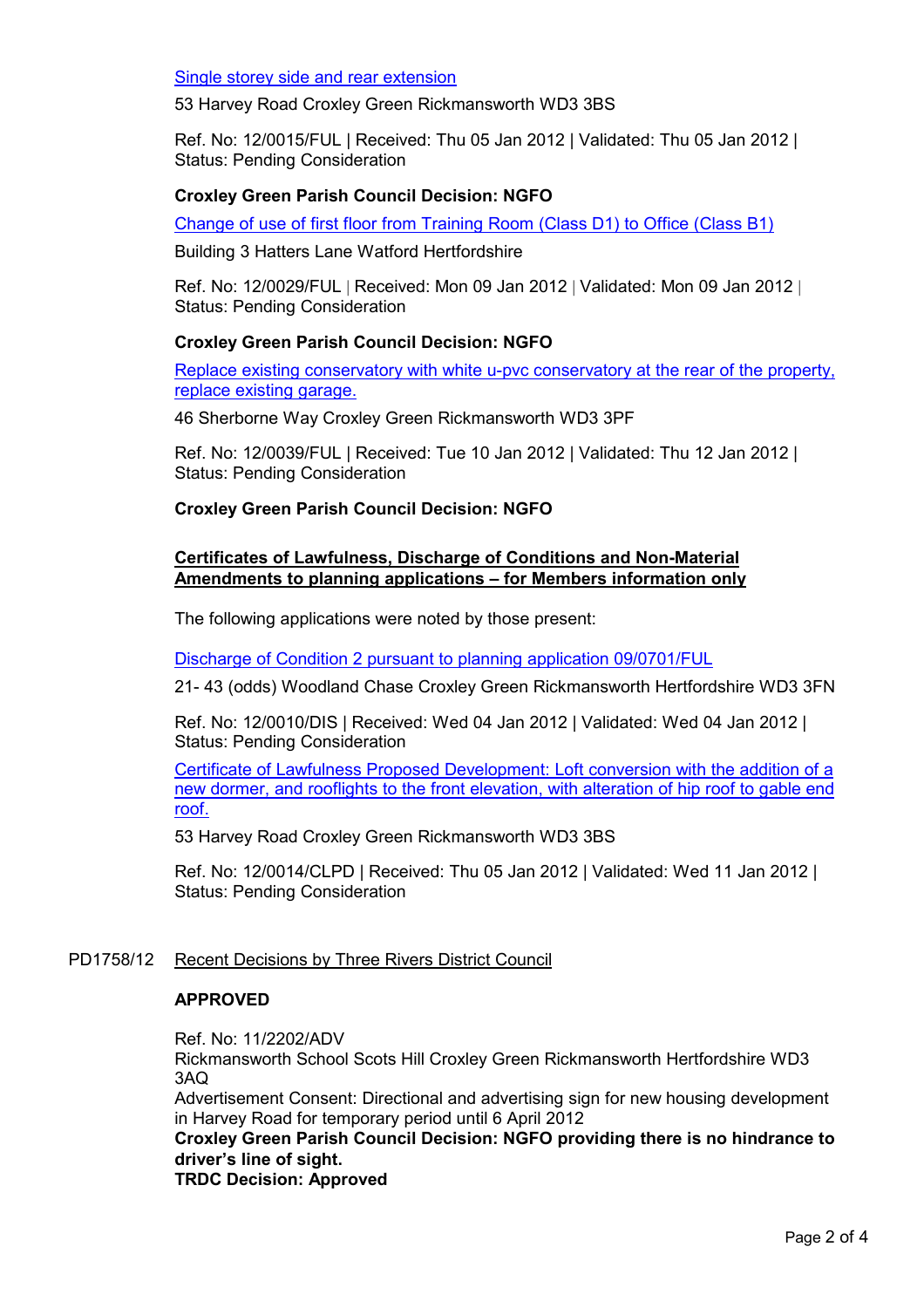Single storey side and rear extension

53 Harvey Road Croxley Green Rickmansworth WD3 3BS

Ref. No: 12/0015/FUL | Received: Thu 05 Jan 2012 | Validated: Thu 05 Jan 2012 | Status: Pending Consideration

**Croxley Green Parish Council Decision: NGFO**

Change of use of first floor from Training Room (Class D1) to Office (Class B1)

Building 3 Hatters Lane Watford Hertfordshire

Ref. No: 12/0029/FUL | Received: Mon 09 Jan 2012 | Validated: Mon 09 Jan 2012 | Status: Pending Consideration

**Croxley Green Parish Council Decision: NGFO**

Replace existing conservatory with white u-pvc conservatory at the rear of the property, replace existing garage.

46 Sherborne Way Croxley Green Rickmansworth WD3 3PF

Ref. No: 12/0039/FUL | Received: Tue 10 Jan 2012 | Validated: Thu 12 Jan 2012 | Status: Pending Consideration

**Croxley Green Parish Council Decision: NGFO**

**Certificates of Lawfulness, Discharge of Conditions and Non-Material Amendments to planning applications – for Members information only**

The following applications were noted by those present:

Discharge of Condition 2 pursuant to planning application 09/0701/FUL

21- 43 (odds) Woodland Chase Croxley Green Rickmansworth Hertfordshire WD3 3FN

Ref. No: 12/0010/DIS | Received: Wed 04 Jan 2012 | Validated: Wed 04 Jan 2012 | Status: Pending Consideration

Certificate of Lawfulness Proposed Development: Loft conversion with the addition of a new dormer, and rooflights to the front elevation, with alteration of hip roof to gable end roof.

53 Harvey Road Croxley Green Rickmansworth WD3 3BS

Ref. No: 12/0014/CLPD | Received: Thu 05 Jan 2012 | Validated: Wed 11 Jan 2012 | Status: Pending Consideration

PD1758/12 Recent Decisions by Three Rivers District Council

**APPROVED**

Ref. No: 11/2202/ADV
Rickmansworth School Scots Hill Croxley Green Rickmansworth Hertfordshire WD3 3AQ
Advertisement Consent: Directional and advertising sign for new housing development in Harvey Road for temporary period until 6 April 2012
**Croxley Green Parish Council Decision: NGFO providing there is no hindrance to driver's line of sight.**
**TRDC Decision: Approved**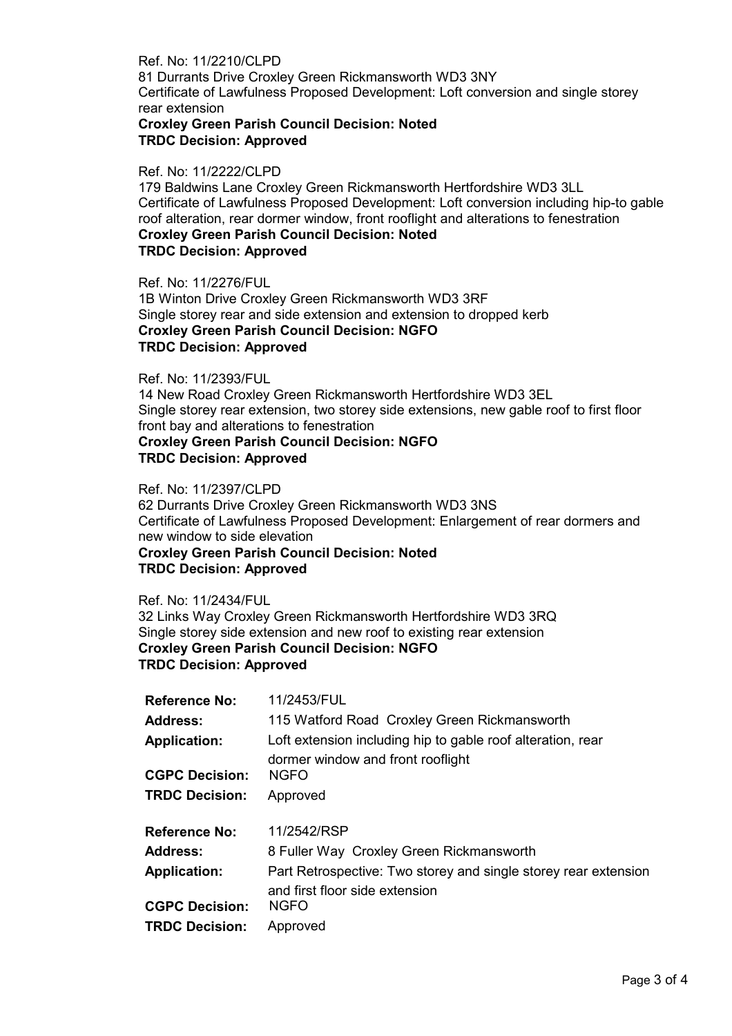Ref. No: 11/2210/CLPD
81 Durrants Drive Croxley Green Rickmansworth WD3 3NY
Certificate of Lawfulness Proposed Development: Loft conversion and single storey rear extension
**Croxley Green Parish Council Decision: Noted**
**TRDC Decision: Approved**

Ref. No: 11/2222/CLPD
179 Baldwins Lane Croxley Green Rickmansworth Hertfordshire WD3 3LL
Certificate of Lawfulness Proposed Development: Loft conversion including hip-to gable roof alteration, rear dormer window, front rooflight and alterations to fenestration
**Croxley Green Parish Council Decision: Noted**
**TRDC Decision: Approved**

Ref. No: 11/2276/FUL
1B Winton Drive Croxley Green Rickmansworth WD3 3RF
Single storey rear and side extension and extension to dropped kerb
**Croxley Green Parish Council Decision: NGFO**
**TRDC Decision: Approved**

Ref. No: 11/2393/FUL
14 New Road Croxley Green Rickmansworth Hertfordshire WD3 3EL
Single storey rear extension, two storey side extensions, new gable roof to first floor front bay and alterations to fenestration
**Croxley Green Parish Council Decision: NGFO**
**TRDC Decision: Approved**

Ref. No: 11/2397/CLPD
62 Durrants Drive Croxley Green Rickmansworth WD3 3NS
Certificate of Lawfulness Proposed Development: Enlargement of rear dormers and new window to side elevation
**Croxley Green Parish Council Decision: Noted**
**TRDC Decision: Approved**

Ref. No: 11/2434/FUL
32 Links Way Croxley Green Rickmansworth Hertfordshire WD3 3RQ
Single storey side extension and new roof to existing rear extension
**Croxley Green Parish Council Decision: NGFO**
**TRDC Decision: Approved**

**Reference No:** 11/2453/FUL
**Address:** 115 Watford Road Croxley Green Rickmansworth
**Application:** Loft extension including hip to gable roof alteration, rear dormer window and front rooflight
**CGPC Decision:** NGFO
**TRDC Decision:** Approved

**Reference No:** 11/2542/RSP
**Address:** 8 Fuller Way Croxley Green Rickmansworth
**Application:** Part Retrospective: Two storey and single storey rear extension and first floor side extension
**CGPC Decision:** NGFO
**TRDC Decision:** Approved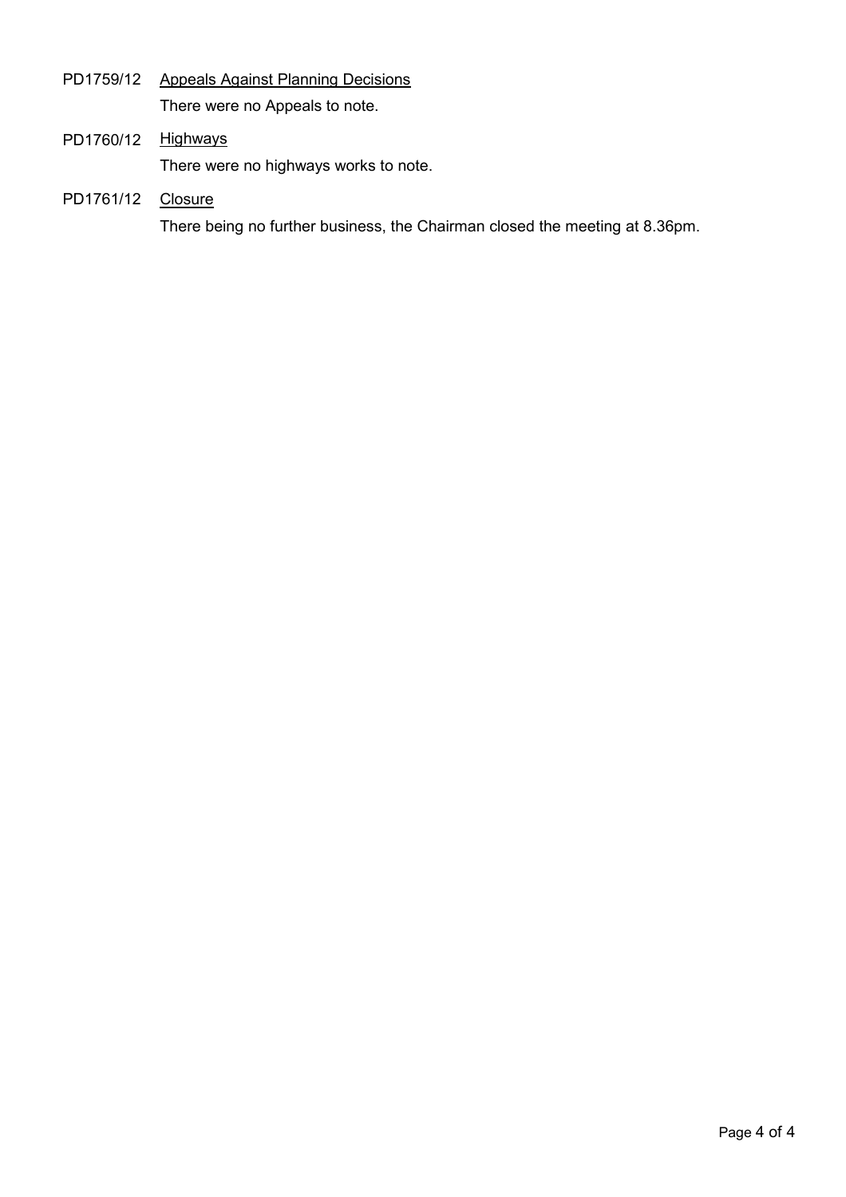PD1759/12 Appeals Against Planning Decisions

There were no Appeals to note.

PD1760/12 Highways

There were no highways works to note.

PD1761/12 Closure

There being no further business, the Chairman closed the meeting at 8.36pm.